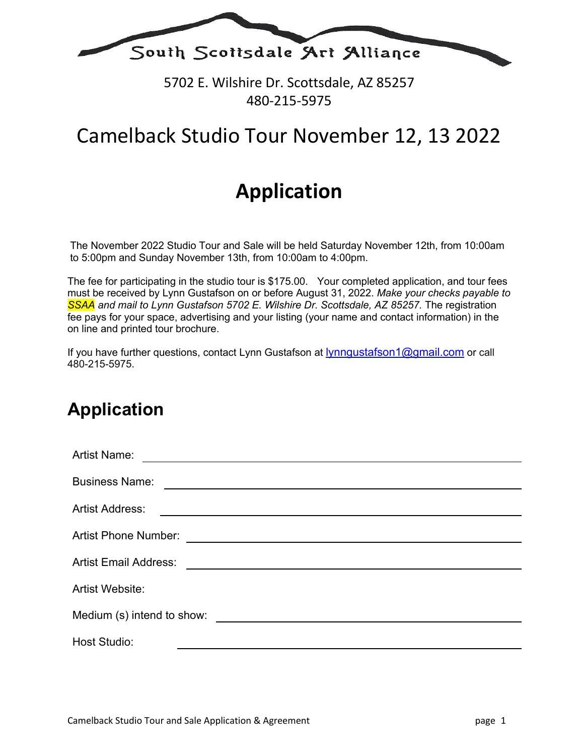South Scottsdale Art Alliance

5702 E. Wilshire Dr. Scottsdale, AZ 85257
480-215-5975

# Camelback Studio Tour November 12, 13 2022

# Application

The November 2022 Studio Tour and Sale will be held Saturday November 12th, from 10:00am to 5:00pm and Sunday November 13th, from 10:00am to 4:00pm.

The fee for participating in the studio tour is $175.00. Your completed application, and tour fees must be received by Lynn Gustafson on or before August 31, 2022. *Make your checks payable to SSAA and mail to Lynn Gustafson 5702 E. Wilshire Dr. Scottsdale, AZ 85257.* The registration fee pays for your space, advertising and your listing (your name and contact information) in the on line and printed tour brochure.

If you have further questions, contact Lynn Gustafson at lynngustafson1@gmail.com or call 480-215-5975.

## Application

Artist Name: ______________________________

Business Name: ______________________________

Artist Address: ______________________________

Artist Phone Number: ______________________________

Artist Email Address: ______________________________

Artist Website:

Medium (s) intend to show: ______________________________

Host Studio: ______________________________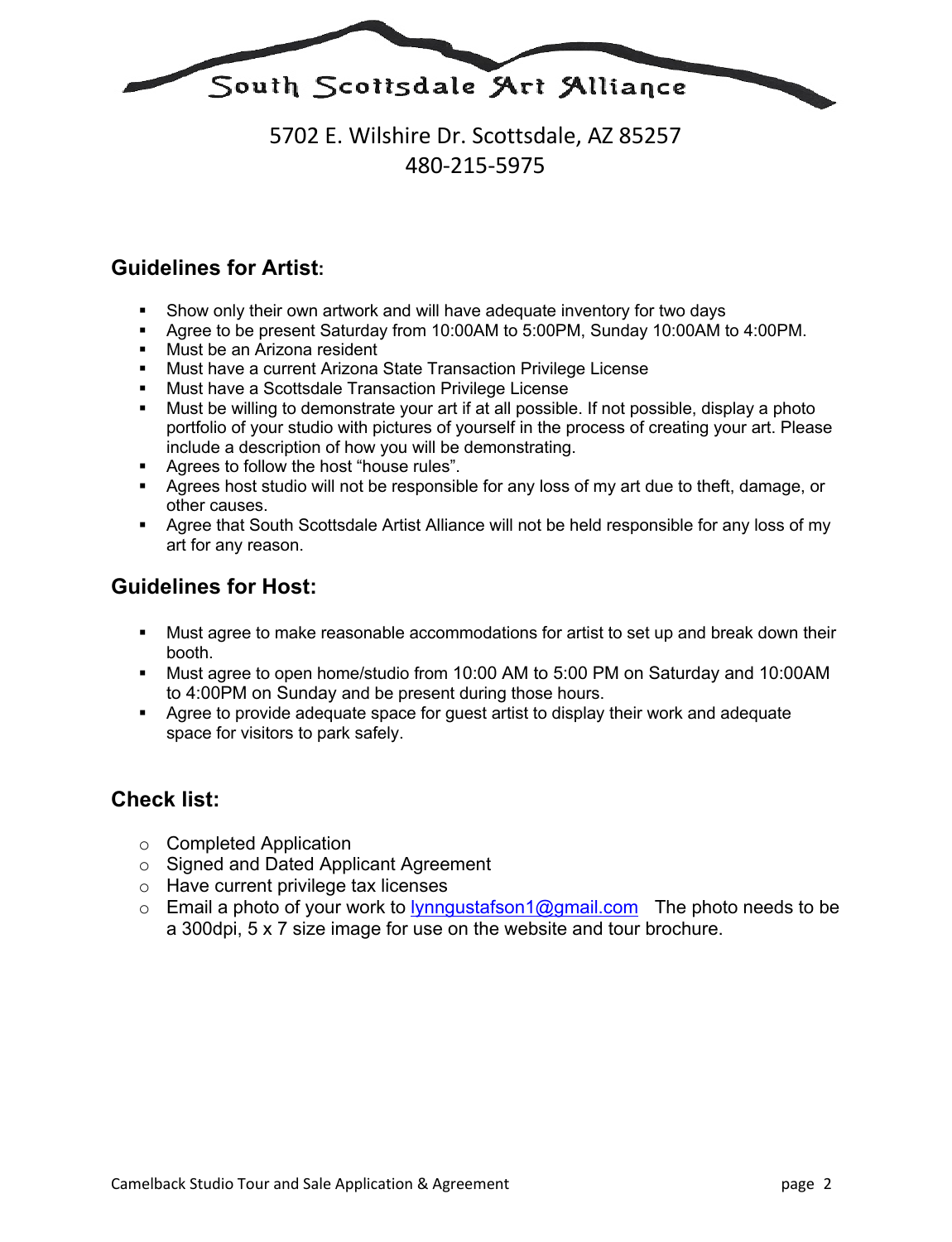# South Scottsdale Art Alliance

5702 E. Wilshire Dr. Scottsdale, AZ 85257
480-215-5975

## Guidelines for Artist:

- Show only their own artwork and will have adequate inventory for two days
- Agree to be present Saturday from 10:00AM to 5:00PM, Sunday 10:00AM to 4:00PM.
- Must be an Arizona resident
- Must have a current Arizona State Transaction Privilege License
- Must have a Scottsdale Transaction Privilege License
- Must be willing to demonstrate your art if at all possible. If not possible, display a photo portfolio of your studio with pictures of yourself in the process of creating your art. Please include a description of how you will be demonstrating.
- Agrees to follow the host "house rules".
- Agrees host studio will not be responsible for any loss of my art due to theft, damage, or other causes.
- Agree that South Scottsdale Artist Alliance will not be held responsible for any loss of my art for any reason.

## Guidelines for Host:

- Must agree to make reasonable accommodations for artist to set up and break down their booth.
- Must agree to open home/studio from 10:00 AM to 5:00 PM on Saturday and 10:00AM to 4:00PM on Sunday and be present during those hours.
- Agree to provide adequate space for guest artist to display their work and adequate space for visitors to park safely.

## Check list:

- ○ Completed Application
- ○ Signed and Dated Applicant Agreement
- ○ Have current privilege tax licenses
- ○ Email a photo of your work to lynngustafson1@gmail.com The photo needs to be a 300dpi, 5 x 7 size image for use on the website and tour brochure.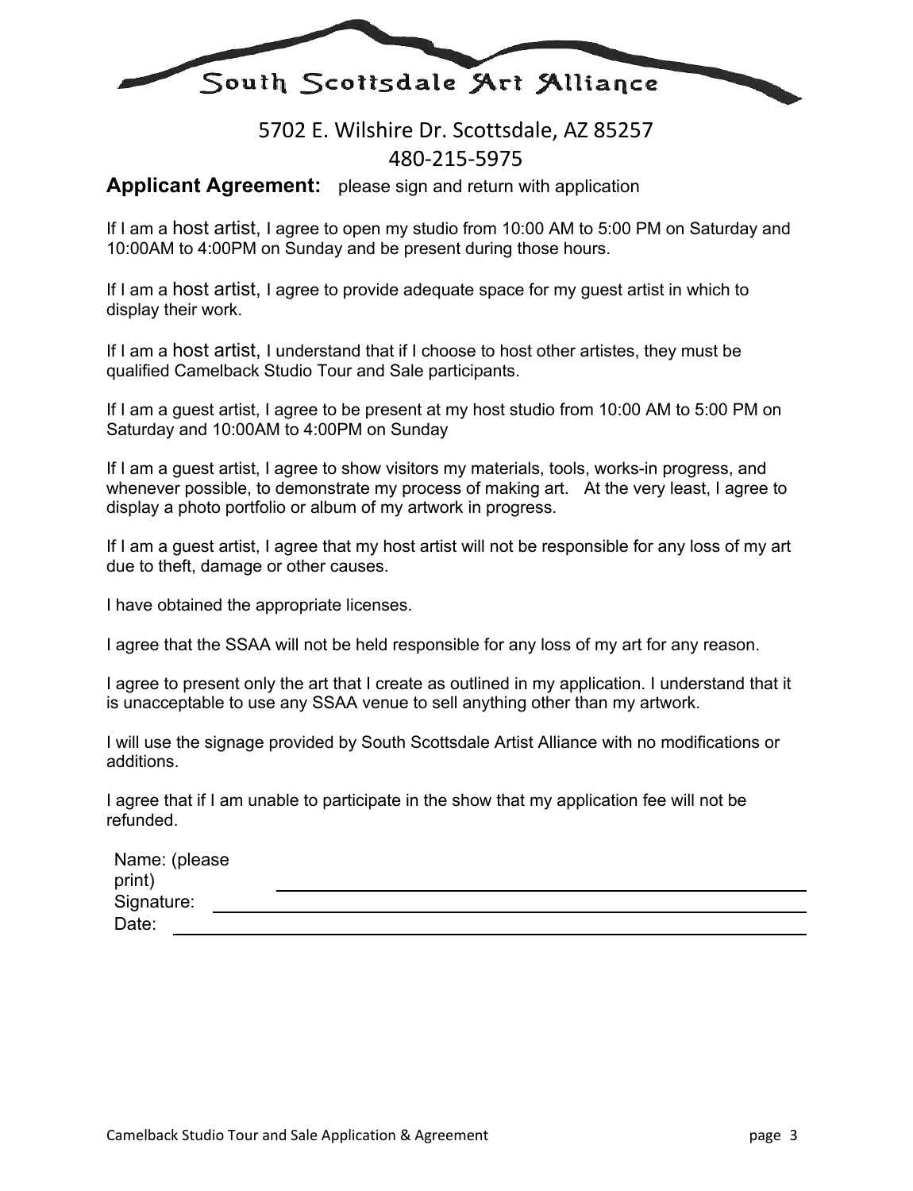# South Scottsdale Art Alliance

5702 E. Wilshire Dr. Scottsdale, AZ 85257

480-215-5975

**Applicant Agreement:** please sign and return with application

If I am a host artist, I agree to open my studio from 10:00 AM to 5:00 PM on Saturday and 10:00AM to 4:00PM on Sunday and be present during those hours.

If I am a host artist, I agree to provide adequate space for my guest artist in which to display their work.

If I am a host artist, I understand that if I choose to host other artistes, they must be qualified Camelback Studio Tour and Sale participants.

If I am a guest artist, I agree to be present at my host studio from 10:00 AM to 5:00 PM on Saturday and 10:00AM to 4:00PM on Sunday

If I am a guest artist, I agree to show visitors my materials, tools, works-in progress, and whenever possible, to demonstrate my process of making art. At the very least, I agree to display a photo portfolio or album of my artwork in progress.

If I am a guest artist, I agree that my host artist will not be responsible for any loss of my art due to theft, damage or other causes.

I have obtained the appropriate licenses.

I agree that the SSAA will not be held responsible for any loss of my art for any reason.

I agree to present only the art that I create as outlined in my application. I understand that it is unacceptable to use any SSAA venue to sell anything other than my artwork.

I will use the signage provided by South Scottsdale Artist Alliance with no modifications or additions.

I agree that if I am unable to participate in the show that my application fee will not be refunded.

Name: (please print) ______________________________

Signature: ______________________________

Date: ______________________________